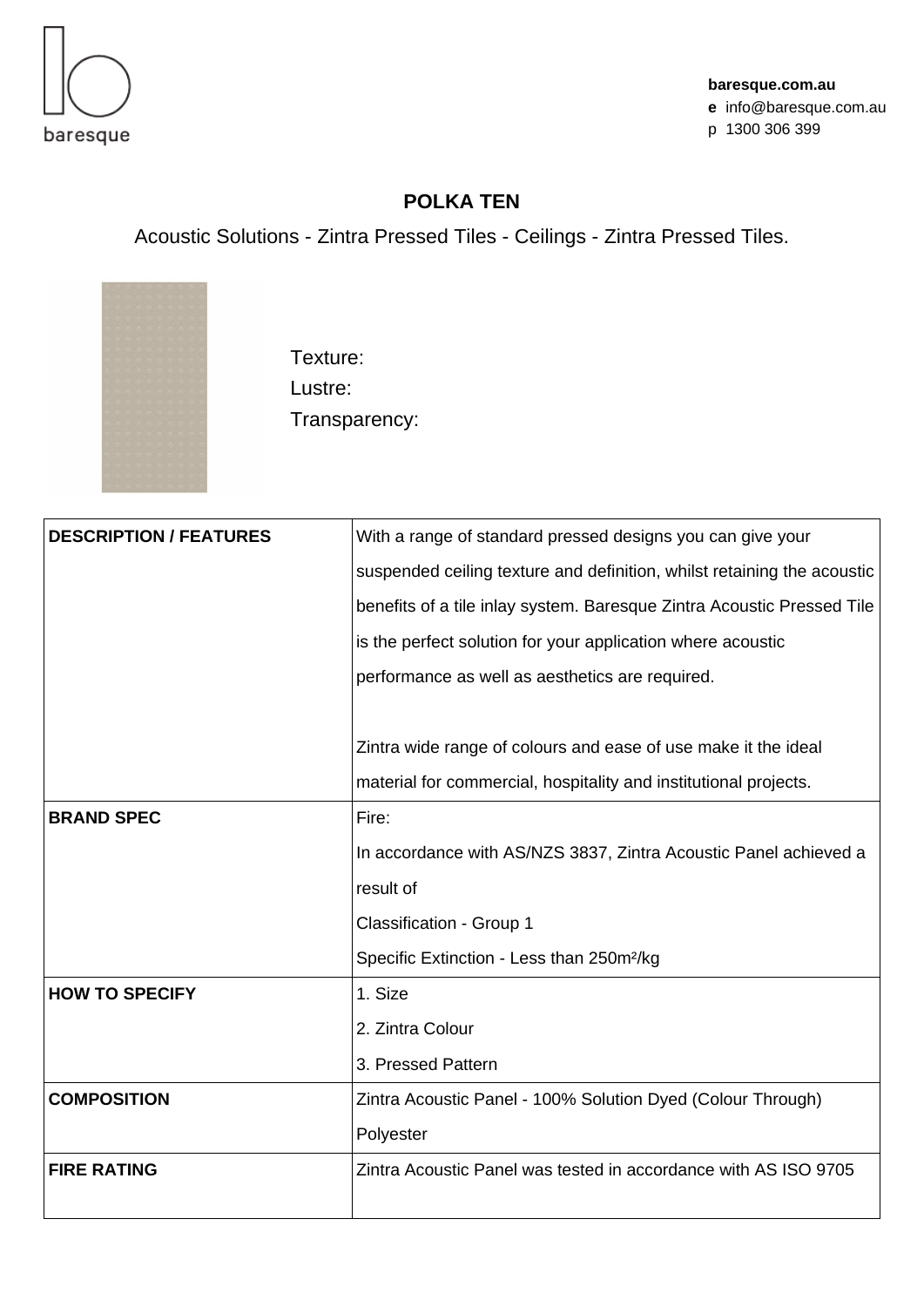baresque

**baresque.com.au**
**e** info@baresque.com.au
p 1300 306 399

# POLKA TEN

Acoustic Solutions - Zintra Pressed Tiles - Ceilings - Zintra Pressed Tiles.

Texture:
Lustre:
Transparency:

| | |
|---|---|
| **DESCRIPTION / FEATURES** | With a range of standard pressed designs you can give your suspended ceiling texture and definition, whilst retaining the acoustic benefits of a tile inlay system. Baresque Zintra Acoustic Pressed Tile is the perfect solution for your application where acoustic performance as well as aesthetics are required.<br><br>Zintra wide range of colours and ease of use make it the ideal material for commercial, hospitality and institutional projects. |
| **BRAND SPEC** | Fire:<br>In accordance with AS/NZS 3837, Zintra Acoustic Panel achieved a result of<br>Classification - Group 1<br>Specific Extinction - Less than 250m²/kg |
| **HOW TO SPECIFY** | 1. Size<br>2. Zintra Colour<br>3. Pressed Pattern |
| **COMPOSITION** | Zintra Acoustic Panel - 100% Solution Dyed (Colour Through) Polyester |
| **FIRE RATING** | Zintra Acoustic Panel was tested in accordance with AS ISO 9705 |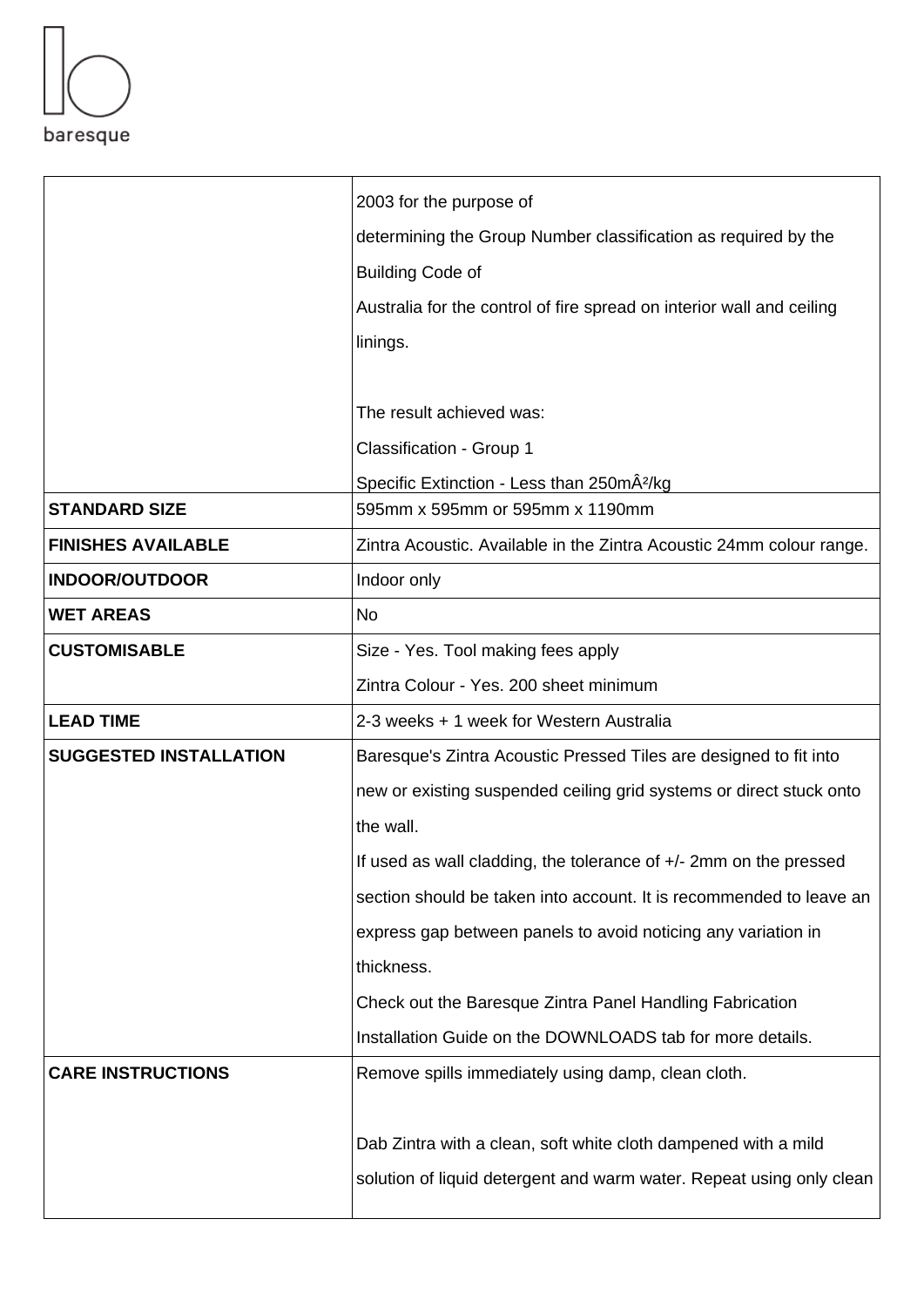| | |
|---|---|
| | 2003 for the purpose of determining the Group Number classification as required by the Building Code of Australia for the control of fire spread on interior wall and ceiling linings.<br><br>The result achieved was:<br>Classification - Group 1<br>Specific Extinction - Less than 250mÂ²/kg |
| **STANDARD SIZE** | 595mm x 595mm or 595mm x 1190mm |
| **FINISHES AVAILABLE** | Zintra Acoustic. Available in the Zintra Acoustic 24mm colour range. |
| **INDOOR/OUTDOOR** | Indoor only |
| **WET AREAS** | No |
| **CUSTOMISABLE** | Size - Yes. Tool making fees apply<br>Zintra Colour - Yes. 200 sheet minimum |
| **LEAD TIME** | 2-3 weeks + 1 week for Western Australia |
| **SUGGESTED INSTALLATION** | Baresque's Zintra Acoustic Pressed Tiles are designed to fit into new or existing suspended ceiling grid systems or direct stuck onto the wall.<br>If used as wall cladding, the tolerance of +/- 2mm on the pressed section should be taken into account. It is recommended to leave an express gap between panels to avoid noticing any variation in thickness.<br>Check out the Baresque Zintra Panel Handling Fabrication Installation Guide on the DOWNLOADS tab for more details. |
| **CARE INSTRUCTIONS** | Remove spills immediately using damp, clean cloth.<br><br>Dab Zintra with a clean, soft white cloth dampened with a mild solution of liquid detergent and warm water. Repeat using only clean |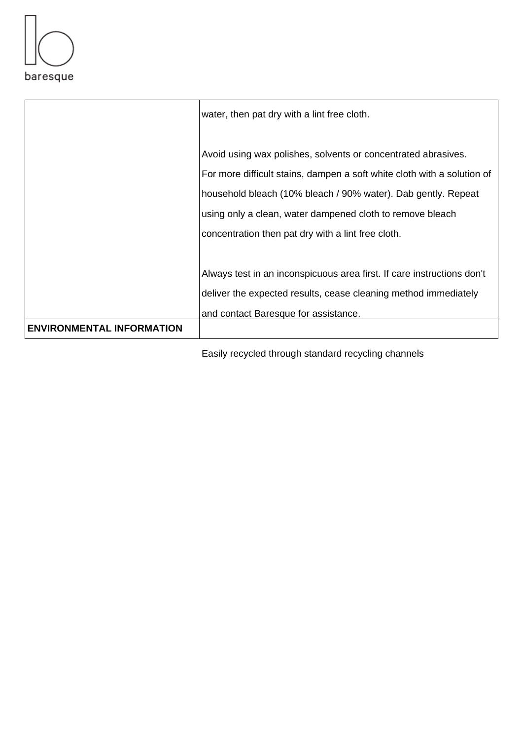| | |
|---|---|
| | water, then pat dry with a lint free cloth.<br><br>Avoid using wax polishes, solvents or concentrated abrasives.<br>For more difficult stains, dampen a soft white cloth with a solution of household bleach (10% bleach / 90% water). Dab gently. Repeat using only a clean, water dampened cloth to remove bleach concentration then pat dry with a lint free cloth.<br><br>Always test in an inconspicuous area first. If care instructions don't deliver the expected results, cease cleaning method immediately and contact Baresque for assistance. |
| **ENVIRONMENTAL INFORMATION** | Easily recycled through standard recycling channels |